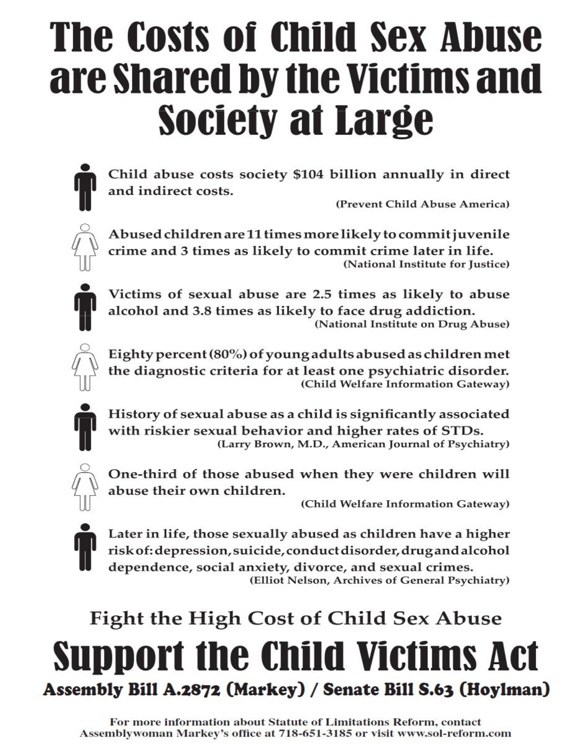# The Costs of Child Sex Abuse are Shared by the Victims and Society at Large

- Child abuse costs society $104 billion annually in direct and indirect costs.
  (Prevent Child Abuse America)

- Abused children are 11 times more likely to commit juvenile crime and 3 times as likely to commit crime later in life.
  (National Institute for Justice)

- Victims of sexual abuse are 2.5 times as likely to abuse alcohol and 3.8 times as likely to face drug addiction.
  (National Institute on Drug Abuse)

- Eighty percent (80%) of young adults abused as children met the diagnostic criteria for at least one psychiatric disorder.
  (Child Welfare Information Gateway)

- History of sexual abuse as a child is significantly associated with riskier sexual behavior and higher rates of STDs.
  (Larry Brown, M.D., American Journal of Psychiatry)

- One-third of those abused when they were children will abuse their own children.
  (Child Welfare Information Gateway)

- Later in life, those sexually abused as children have a higher risk of: depression, suicide, conduct disorder, drug and alcohol dependence, social anxiety, divorce, and sexual crimes.
  (Elliot Nelson, Archives of General Psychiatry)

### Fight the High Cost of Child Sex Abuse

# Support the Child Victims Act

**Assembly Bill A.2872 (Markey) / Senate Bill S.63 (Hoylman)**

For more information about Statute of Limitations Reform, contact Assemblywoman Markey's office at 718-651-3185 or visit www.sol-reform.com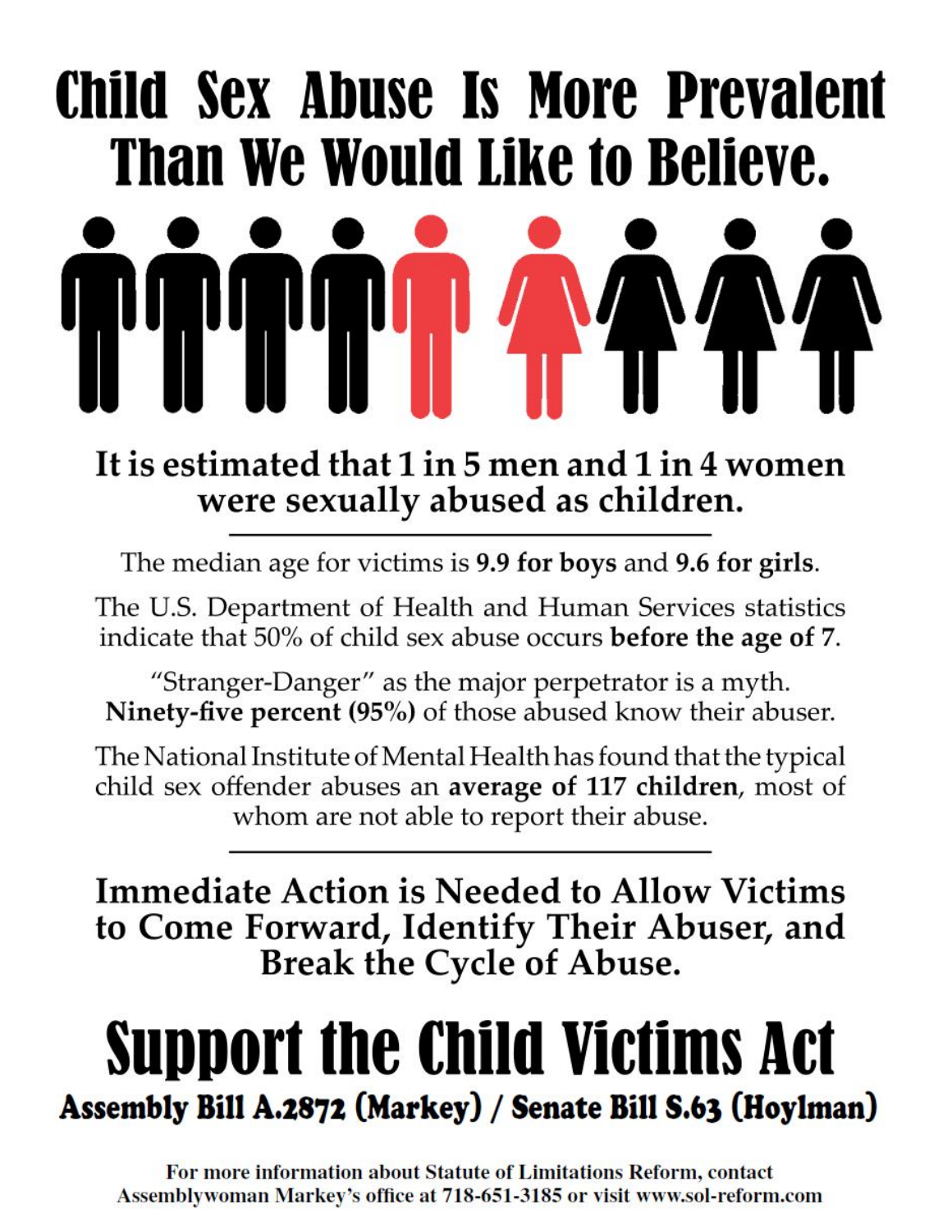# Child Sex Abuse Is More Prevalent Than We Would Like to Believe.

## It is estimated that 1 in 5 men and 1 in 4 women were sexually abused as children.

---

The median age for victims is **9.9 for boys** and **9.6 for girls**.

The U.S. Department of Health and Human Services statistics indicate that 50% of child sex abuse occurs **before the age of 7**.

"Stranger-Danger" as the major perpetrator is a myth. **Ninety-five percent (95%)** of those abused know their abuser.

The National Institute of Mental Health has found that the typical child sex offender abuses an **average of 117 children**, most of whom are not able to report their abuse.

---

## Immediate Action is Needed to Allow Victims to Come Forward, Identify Their Abuser, and Break the Cycle of Abuse.

# Support the Child Victims Act

### Assembly Bill A.2872 (Markey) / Senate Bill S.63 (Hoylman)

**For more information about Statute of Limitations Reform, contact Assemblywoman Markey's office at 718-651-3185 or visit www.sol-reform.com**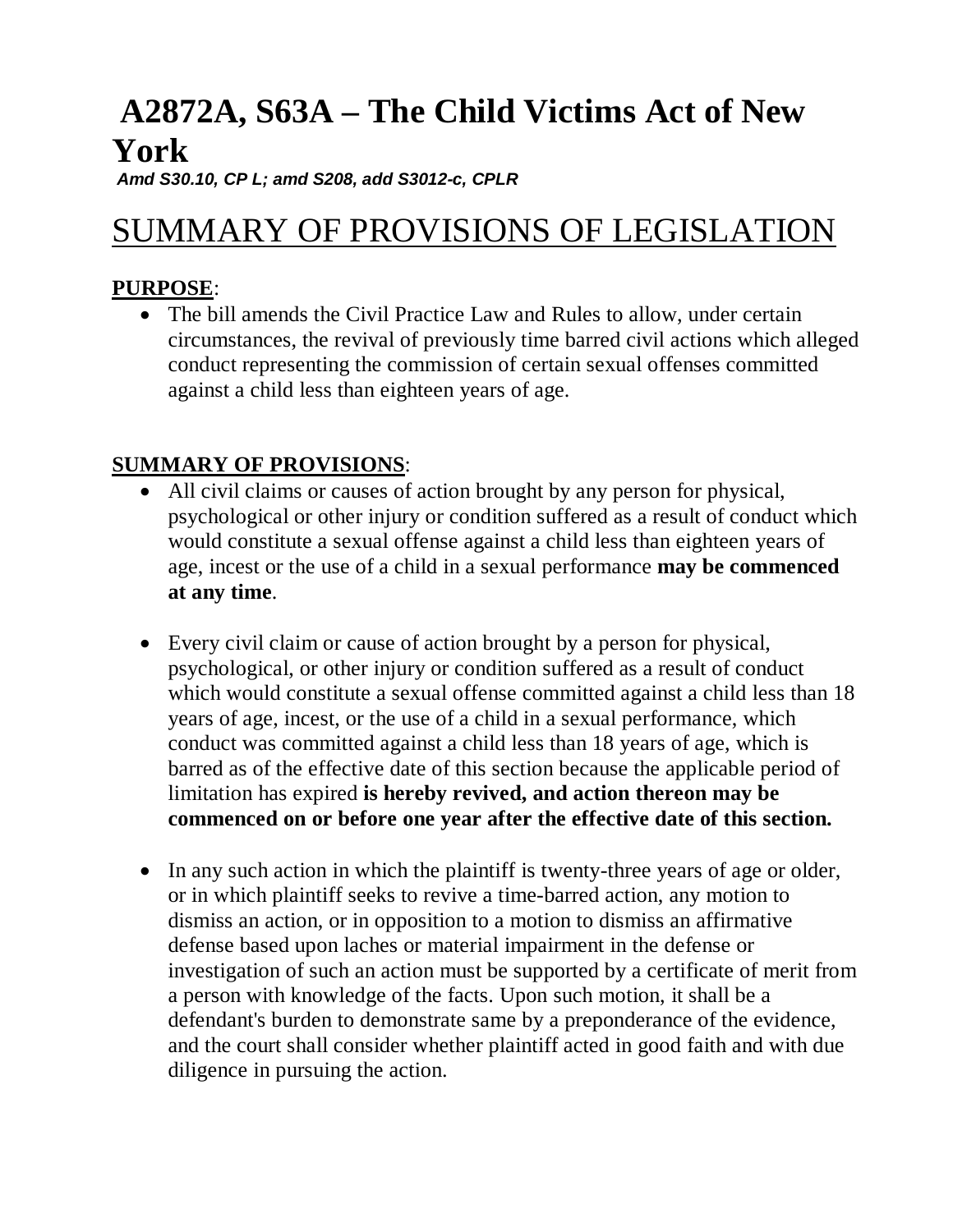# A2872A, S63A – The Child Victims Act of New York

***Amd S30.10, CP L; amd S208, add S3012-c, CPLR***

# SUMMARY OF PROVISIONS OF LEGISLATION

**PURPOSE**:

- The bill amends the Civil Practice Law and Rules to allow, under certain circumstances, the revival of previously time barred civil actions which alleged conduct representing the commission of certain sexual offenses committed against a child less than eighteen years of age.

**SUMMARY OF PROVISIONS**:

- All civil claims or causes of action brought by any person for physical, psychological or other injury or condition suffered as a result of conduct which would constitute a sexual offense against a child less than eighteen years of age, incest or the use of a child in a sexual performance **may be commenced at any time**.
- Every civil claim or cause of action brought by a person for physical, psychological, or other injury or condition suffered as a result of conduct which would constitute a sexual offense committed against a child less than 18 years of age, incest, or the use of a child in a sexual performance, which conduct was committed against a child less than 18 years of age, which is barred as of the effective date of this section because the applicable period of limitation has expired **is hereby revived, and action thereon may be commenced on or before one year after the effective date of this section.**
- In any such action in which the plaintiff is twenty-three years of age or older, or in which plaintiff seeks to revive a time-barred action, any motion to dismiss an action, or in opposition to a motion to dismiss an affirmative defense based upon laches or material impairment in the defense or investigation of such an action must be supported by a certificate of merit from a person with knowledge of the facts. Upon such motion, it shall be a defendant's burden to demonstrate same by a preponderance of the evidence, and the court shall consider whether plaintiff acted in good faith and with due diligence in pursuing the action.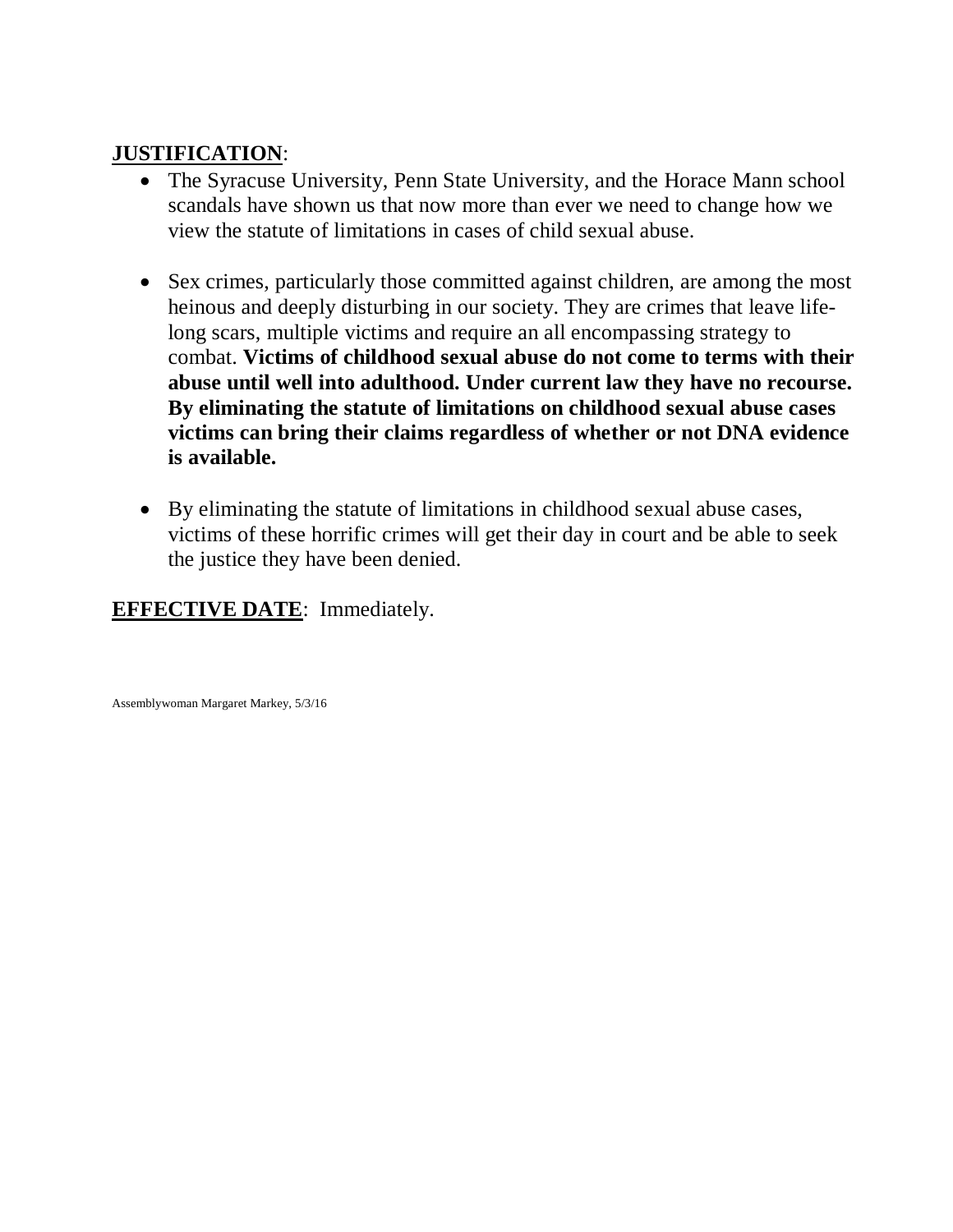**<u>JUSTIFICATION</u>**:

- The Syracuse University, Penn State University, and the Horace Mann school scandals have shown us that now more than ever we need to change how we view the statute of limitations in cases of child sexual abuse.

- Sex crimes, particularly those committed against children, are among the most heinous and deeply disturbing in our society. They are crimes that leave life-long scars, multiple victims and require an all encompassing strategy to combat. **Victims of childhood sexual abuse do not come to terms with their abuse until well into adulthood. Under current law they have no recourse. By eliminating the statute of limitations on childhood sexual abuse cases victims can bring their claims regardless of whether or not DNA evidence is available.**

- By eliminating the statute of limitations in childhood sexual abuse cases, victims of these horrific crimes will get their day in court and be able to seek the justice they have been denied.

**<u>EFFECTIVE DATE</u>**: Immediately.

Assemblywoman Margaret Markey, 5/3/16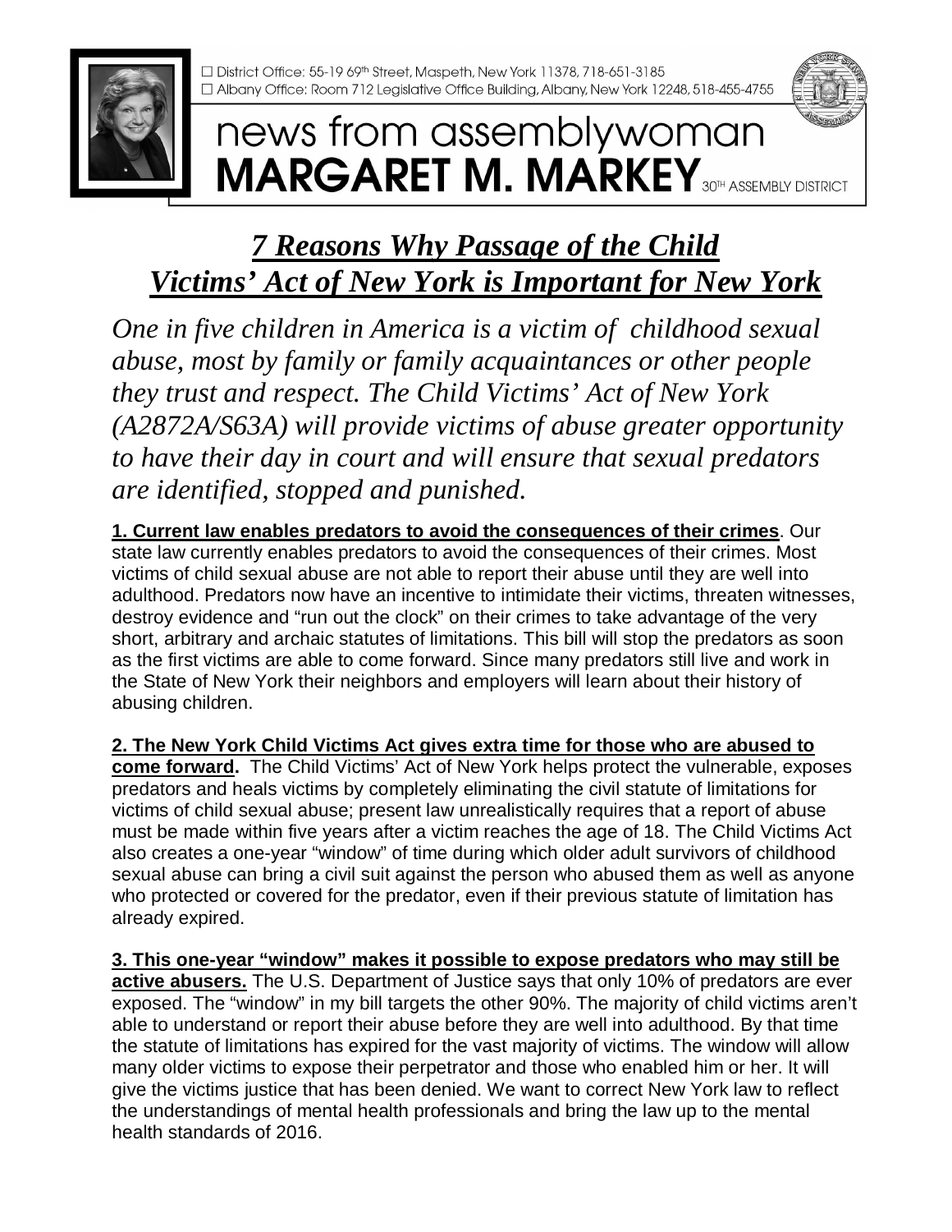☐ District Office: 55-19 69th Street, Maspeth, New York 11378, 718-651-3185
☐ Albany Office: Room 712 Legislative Office Building, Albany, New York 12248, 518-455-4755

news from assemblywoman
**MARGARET M. MARKEY** 30TH ASSEMBLY DISTRICT

# *7 Reasons Why Passage of the Child Victims' Act of New York is Important for New York*

*One in five children in America is a victim of childhood sexual abuse, most by family or family acquaintances or other people they trust and respect. The Child Victims' Act of New York (A2872A/S63A) will provide victims of abuse greater opportunity to have their day in court and will ensure that sexual predators are identified, stopped and punished.*

**1. Current law enables predators to avoid the consequences of their crimes**. Our state law currently enables predators to avoid the consequences of their crimes. Most victims of child sexual abuse are not able to report their abuse until they are well into adulthood. Predators now have an incentive to intimidate their victims, threaten witnesses, destroy evidence and "run out the clock" on their crimes to take advantage of the very short, arbitrary and archaic statutes of limitations. This bill will stop the predators as soon as the first victims are able to come forward. Since many predators still live and work in the State of New York their neighbors and employers will learn about their history of abusing children.

**2. The New York Child Victims Act gives extra time for those who are abused to come forward.** The Child Victims' Act of New York helps protect the vulnerable, exposes predators and heals victims by completely eliminating the civil statute of limitations for victims of child sexual abuse; present law unrealistically requires that a report of abuse must be made within five years after a victim reaches the age of 18. The Child Victims Act also creates a one-year "window" of time during which older adult survivors of childhood sexual abuse can bring a civil suit against the person who abused them as well as anyone who protected or covered for the predator, even if their previous statute of limitation has already expired.

**3. This one-year "window" makes it possible to expose predators who may still be active abusers.** The U.S. Department of Justice says that only 10% of predators are ever exposed. The "window" in my bill targets the other 90%. The majority of child victims aren't able to understand or report their abuse before they are well into adulthood. By that time the statute of limitations has expired for the vast majority of victims. The window will allow many older victims to expose their perpetrator and those who enabled him or her. It will give the victims justice that has been denied. We want to correct New York law to reflect the understandings of mental health professionals and bring the law up to the mental health standards of 2016.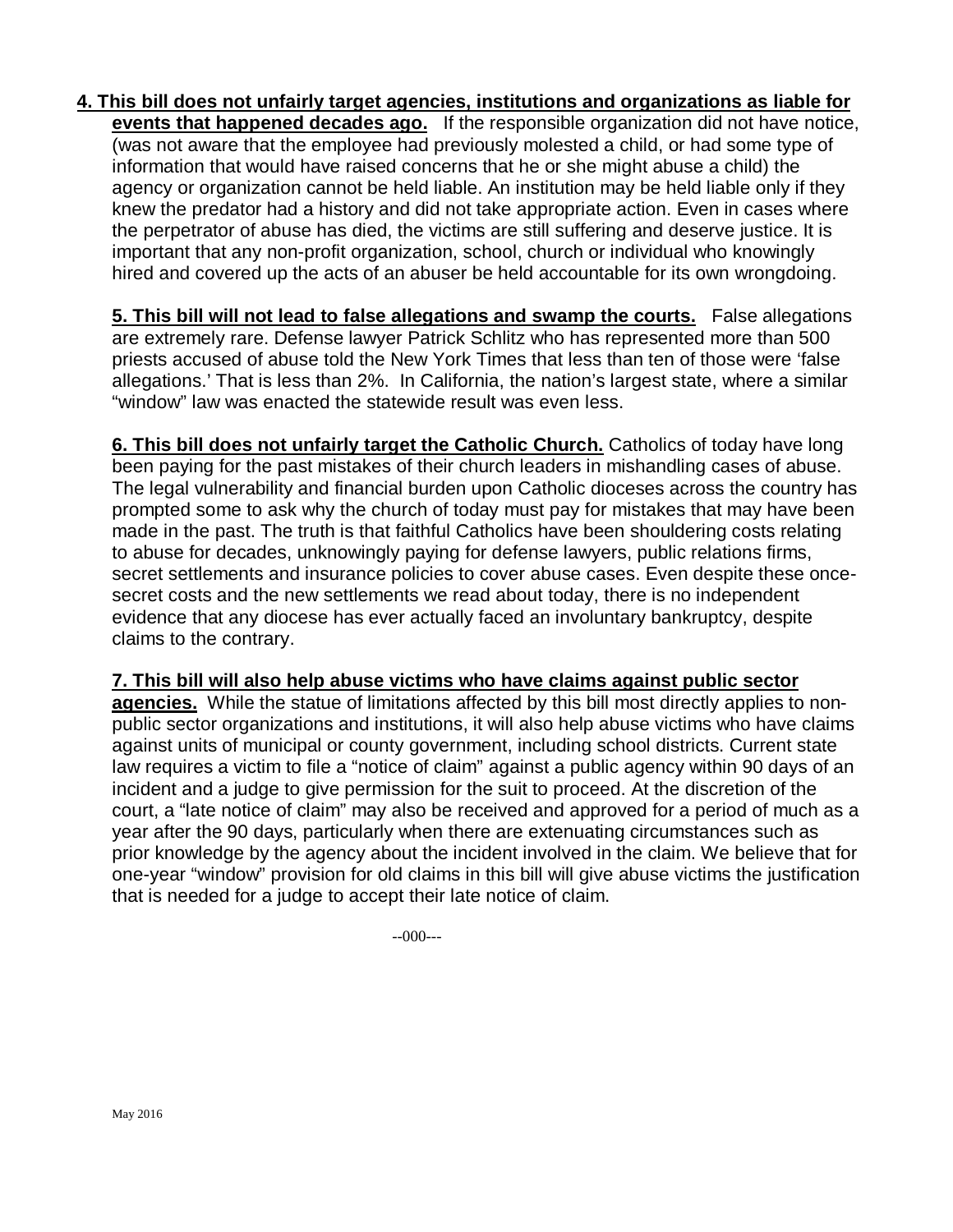**4. This bill does not unfairly target agencies, institutions and organizations as liable for events that happened decades ago.** If the responsible organization did not have notice, (was not aware that the employee had previously molested a child, or had some type of information that would have raised concerns that he or she might abuse a child) the agency or organization cannot be held liable. An institution may be held liable only if they knew the predator had a history and did not take appropriate action. Even in cases where the perpetrator of abuse has died, the victims are still suffering and deserve justice. It is important that any non-profit organization, school, church or individual who knowingly hired and covered up the acts of an abuser be held accountable for its own wrongdoing.

**5. This bill will not lead to false allegations and swamp the courts.** False allegations are extremely rare. Defense lawyer Patrick Schlitz who has represented more than 500 priests accused of abuse told the New York Times that less than ten of those were 'false allegations.' That is less than 2%. In California, the nation's largest state, where a similar "window" law was enacted the statewide result was even less.

**6. This bill does not unfairly target the Catholic Church.** Catholics of today have long been paying for the past mistakes of their church leaders in mishandling cases of abuse. The legal vulnerability and financial burden upon Catholic dioceses across the country has prompted some to ask why the church of today must pay for mistakes that may have been made in the past. The truth is that faithful Catholics have been shouldering costs relating to abuse for decades, unknowingly paying for defense lawyers, public relations firms, secret settlements and insurance policies to cover abuse cases. Even despite these once-secret costs and the new settlements we read about today, there is no independent evidence that any diocese has ever actually faced an involuntary bankruptcy, despite claims to the contrary.

**7. This bill will also help abuse victims who have claims against public sector agencies.** While the statue of limitations affected by this bill most directly applies to non-public sector organizations and institutions, it will also help abuse victims who have claims against units of municipal or county government, including school districts. Current state law requires a victim to file a "notice of claim" against a public agency within 90 days of an incident and a judge to give permission for the suit to proceed. At the discretion of the court, a "late notice of claim" may also be received and approved for a period of much as a year after the 90 days, particularly when there are extenuating circumstances such as prior knowledge by the agency about the incident involved in the claim. We believe that for one-year "window" provision for old claims in this bill will give abuse victims the justification that is needed for a judge to accept their late notice of claim.

--000---

May 2016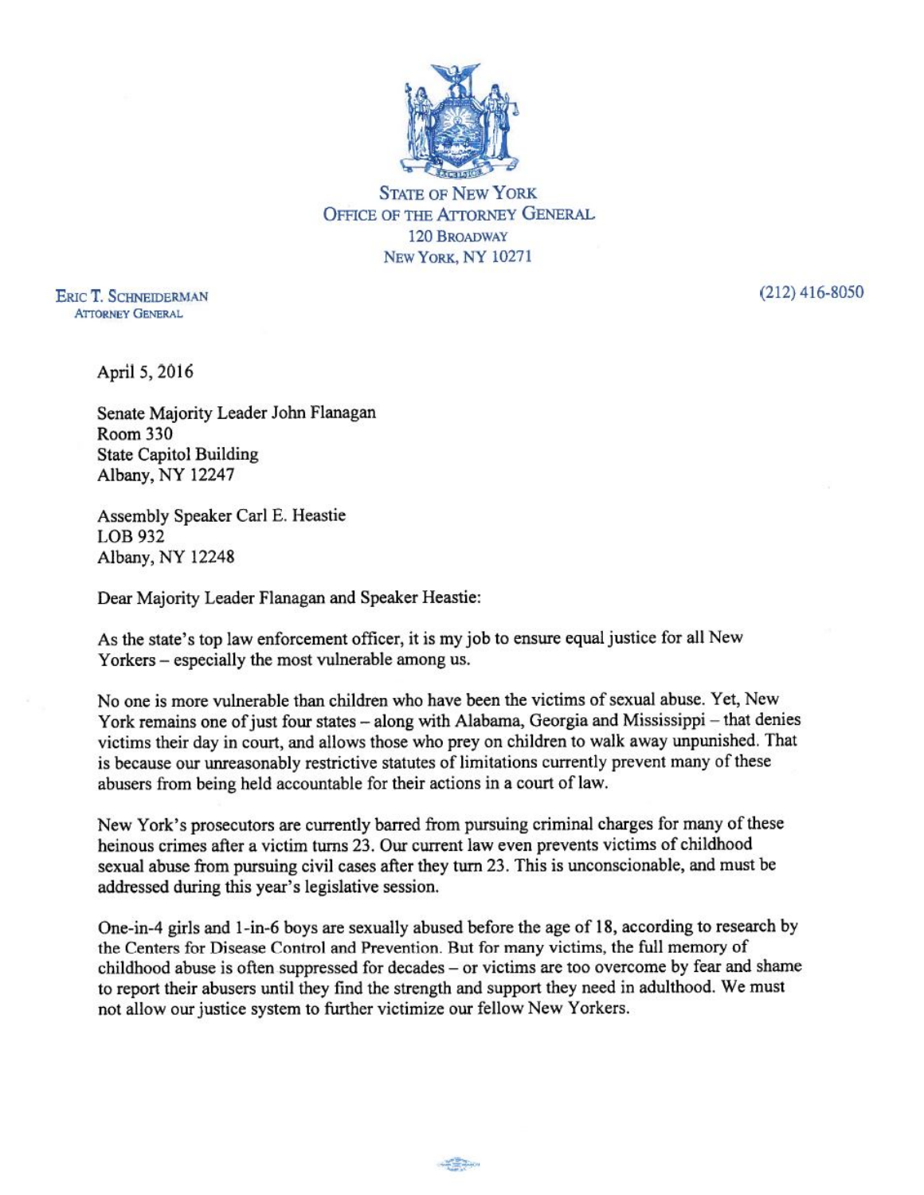STATE OF NEW YORK
OFFICE OF THE ATTORNEY GENERAL
120 BROADWAY
NEW YORK, NY 10271

ERIC T. SCHNEIDERMAN
ATTORNEY GENERAL

(212) 416-8050

April 5, 2016

Senate Majority Leader John Flanagan
Room 330
State Capitol Building
Albany, NY 12247

Assembly Speaker Carl E. Heastie
LOB 932
Albany, NY 12248

Dear Majority Leader Flanagan and Speaker Heastie:

As the state's top law enforcement officer, it is my job to ensure equal justice for all New Yorkers – especially the most vulnerable among us.

No one is more vulnerable than children who have been the victims of sexual abuse. Yet, New York remains one of just four states – along with Alabama, Georgia and Mississippi – that denies victims their day in court, and allows those who prey on children to walk away unpunished. That is because our unreasonably restrictive statutes of limitations currently prevent many of these abusers from being held accountable for their actions in a court of law.

New York's prosecutors are currently barred from pursuing criminal charges for many of these heinous crimes after a victim turns 23. Our current law even prevents victims of childhood sexual abuse from pursuing civil cases after they turn 23. This is unconscionable, and must be addressed during this year's legislative session.

One-in-4 girls and 1-in-6 boys are sexually abused before the age of 18, according to research by the Centers for Disease Control and Prevention. But for many victims, the full memory of childhood abuse is often suppressed for decades – or victims are too overcome by fear and shame to report their abusers until they find the strength and support they need in adulthood. We must not allow our justice system to further victimize our fellow New Yorkers.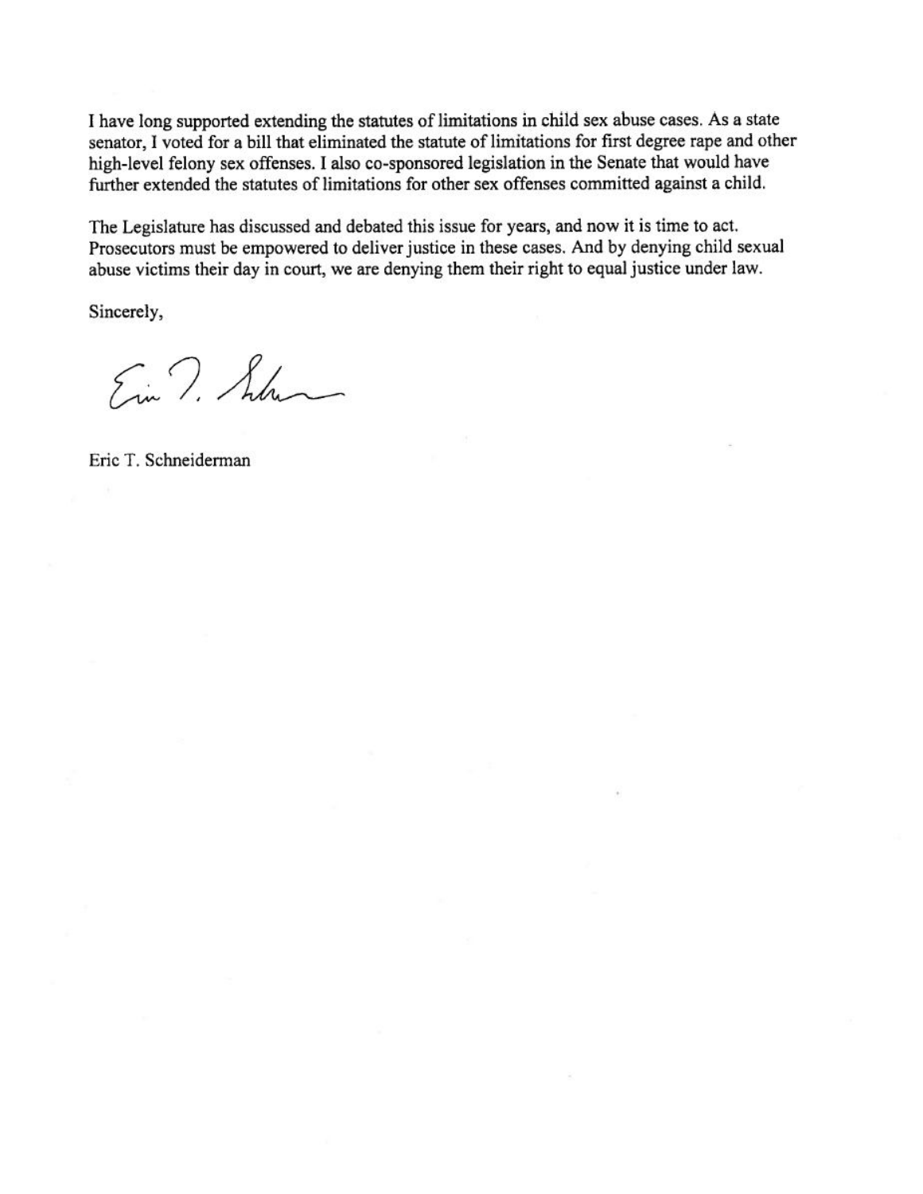I have long supported extending the statutes of limitations in child sex abuse cases. As a state senator, I voted for a bill that eliminated the statute of limitations for first degree rape and other high-level felony sex offenses. I also co-sponsored legislation in the Senate that would have further extended the statutes of limitations for other sex offenses committed against a child.

The Legislature has discussed and debated this issue for years, and now it is time to act. Prosecutors must be empowered to deliver justice in these cases. And by denying child sexual abuse victims their day in court, we are denying them their right to equal justice under law.

Sincerely,

Eric T. Schneiderman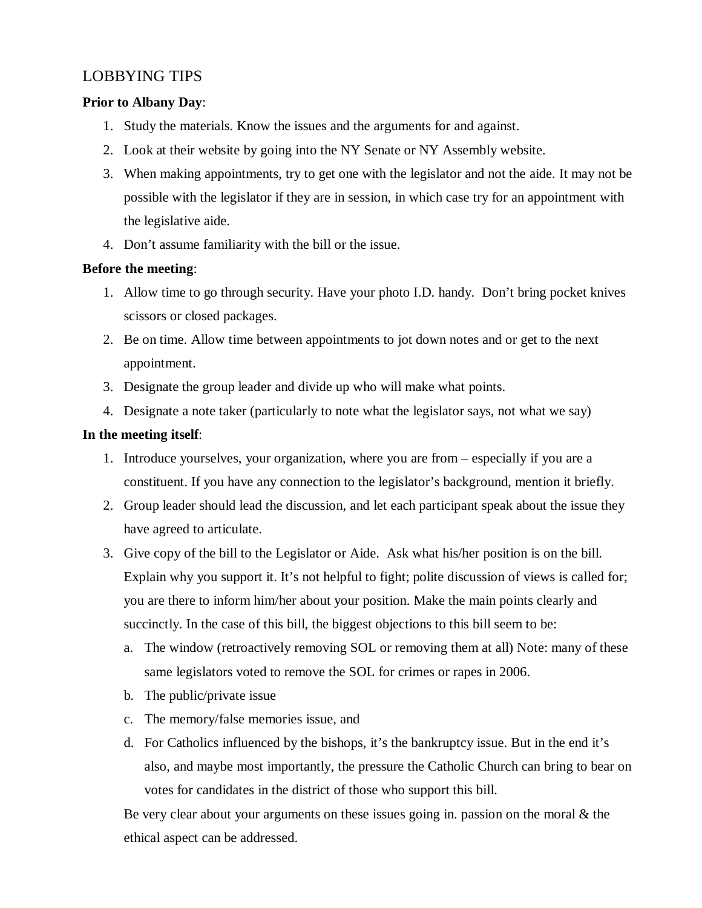# LOBBYING TIPS

**Prior to Albany Day**:

1. Study the materials. Know the issues and the arguments for and against.
2. Look at their website by going into the NY Senate or NY Assembly website.
3. When making appointments, try to get one with the legislator and not the aide. It may not be possible with the legislator if they are in session, in which case try for an appointment with the legislative aide.
4. Don't assume familiarity with the bill or the issue.

**Before the meeting**:

1. Allow time to go through security. Have your photo I.D. handy. Don't bring pocket knives scissors or closed packages.
2. Be on time. Allow time between appointments to jot down notes and or get to the next appointment.
3. Designate the group leader and divide up who will make what points.
4. Designate a note taker (particularly to note what the legislator says, not what we say)

**In the meeting itself**:

1. Introduce yourselves, your organization, where you are from – especially if you are a constituent. If you have any connection to the legislator's background, mention it briefly.
2. Group leader should lead the discussion, and let each participant speak about the issue they have agreed to articulate.
3. Give copy of the bill to the Legislator or Aide. Ask what his/her position is on the bill. Explain why you support it. It's not helpful to fight; polite discussion of views is called for; you are there to inform him/her about your position. Make the main points clearly and succinctly. In the case of this bill, the biggest objections to this bill seem to be:
   a. The window (retroactively removing SOL or removing them at all) Note: many of these same legislators voted to remove the SOL for crimes or rapes in 2006.
   b. The public/private issue
   c. The memory/false memories issue, and
   d. For Catholics influenced by the bishops, it's the bankruptcy issue. But in the end it's also, and maybe most importantly, the pressure the Catholic Church can bring to bear on votes for candidates in the district of those who support this bill.

   Be very clear about your arguments on these issues going in. passion on the moral & the ethical aspect can be addressed.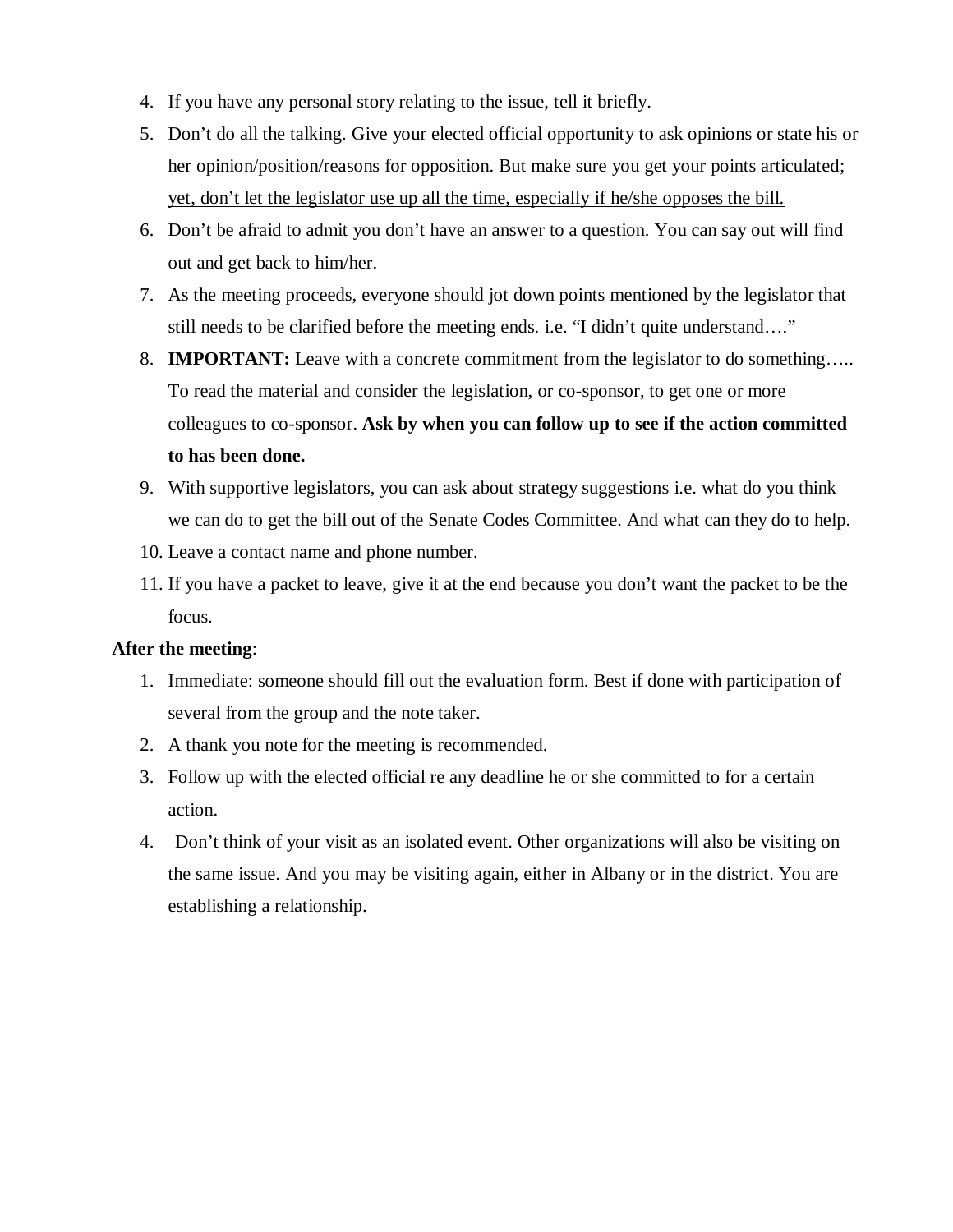4. If you have any personal story relating to the issue, tell it briefly.
5. Don't do all the talking. Give your elected official opportunity to ask opinions or state his or her opinion/position/reasons for opposition. But make sure you get your points articulated; <u>yet, don't let the legislator use up all the time, especially if he/she opposes the bill.</u>
6. Don't be afraid to admit you don't have an answer to a question. You can say out will find out and get back to him/her.
7. As the meeting proceeds, everyone should jot down points mentioned by the legislator that still needs to be clarified before the meeting ends. i.e. "I didn't quite understand…."
8. **IMPORTANT:** Leave with a concrete commitment from the legislator to do something….. To read the material and consider the legislation, or co-sponsor, to get one or more colleagues to co-sponsor. **Ask by when you can follow up to see if the action committed to has been done.**
9. With supportive legislators, you can ask about strategy suggestions i.e. what do you think we can do to get the bill out of the Senate Codes Committee. And what can they do to help.
10. Leave a contact name and phone number.
11. If you have a packet to leave, give it at the end because you don't want the packet to be the focus.

**After the meeting**:

1. Immediate: someone should fill out the evaluation form. Best if done with participation of several from the group and the note taker.
2. A thank you note for the meeting is recommended.
3. Follow up with the elected official re any deadline he or she committed to for a certain action.
4. Don't think of your visit as an isolated event. Other organizations will also be visiting on the same issue. And you may be visiting again, either in Albany or in the district. You are establishing a relationship.